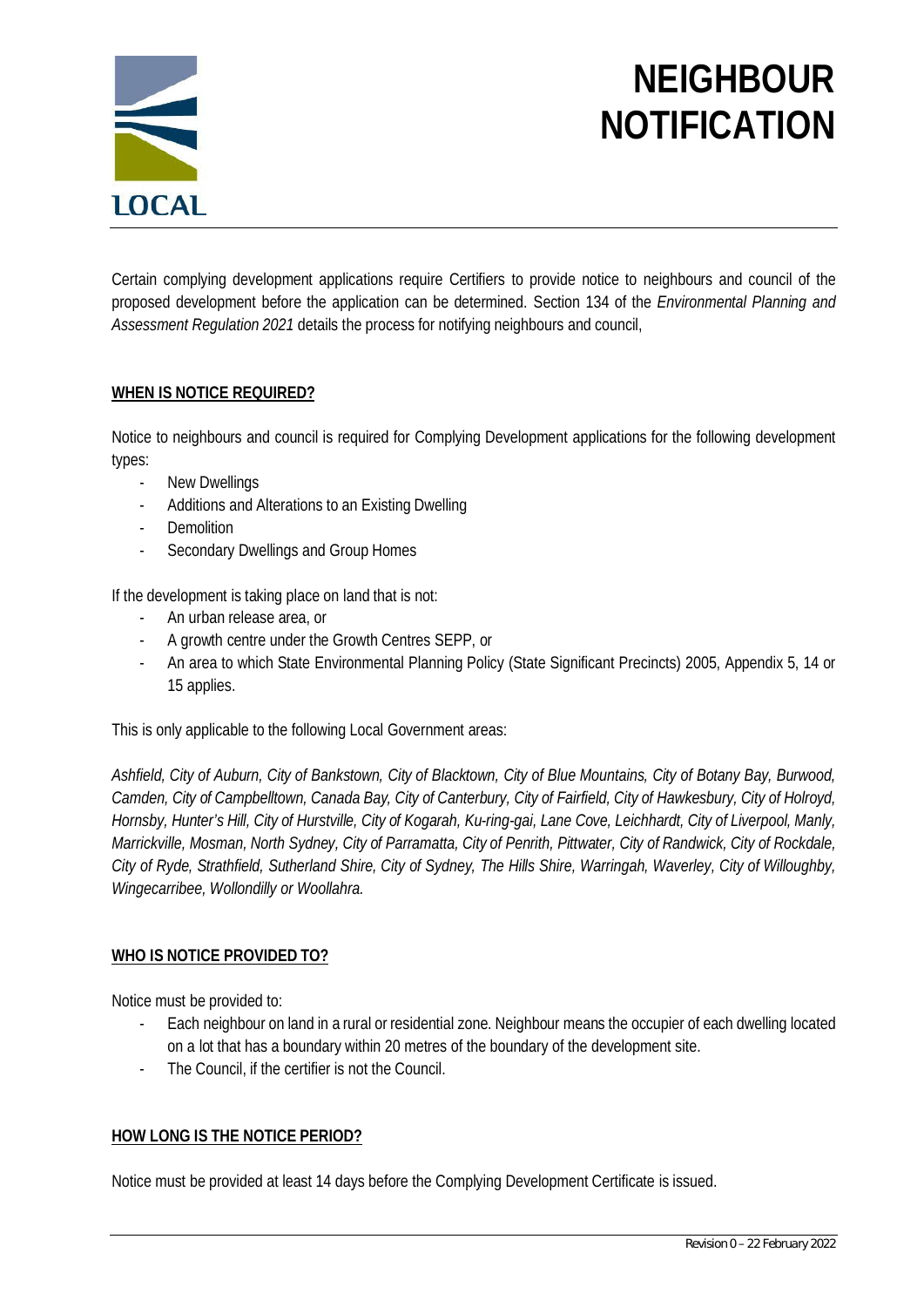LOCAL

# NEIGHBOUR NOTIFICATION

Certain complying development applications require Certifiers to provide notice to neighbours and council of the proposed development before the application can be determined. Section 134 of the *Environmental Planning and Assessment Regulation 2021* details the process for notifying neighbours and council,

## WHEN IS NOTICE REQUIRED?

Notice to neighbours and council is required for Complying Development applications for the following development types:

- New Dwellings
- Additions and Alterations to an Existing Dwelling
- Demolition
- Secondary Dwellings and Group Homes

If the development is taking place on land that is not:

- An urban release area, or
- A growth centre under the Growth Centres SEPP, or
- An area to which State Environmental Planning Policy (State Significant Precincts) 2005, Appendix 5, 14 or 15 applies.

This is only applicable to the following Local Government areas:

*Ashfield, City of Auburn, City of Bankstown, City of Blacktown, City of Blue Mountains, City of Botany Bay, Burwood, Camden, City of Campbelltown, Canada Bay, City of Canterbury, City of Fairfield, City of Hawkesbury, City of Holroyd, Hornsby, Hunter's Hill, City of Hurstville, City of Kogarah, Ku-ring-gai, Lane Cove, Leichhardt, City of Liverpool, Manly, Marrickville, Mosman, North Sydney, City of Parramatta, City of Penrith, Pittwater, City of Randwick, City of Rockdale, City of Ryde, Strathfield, Sutherland Shire, City of Sydney, The Hills Shire, Warringah, Waverley, City of Willoughby, Wingecarribee, Wollondilly or Woollahra.*

## WHO IS NOTICE PROVIDED TO?

Notice must be provided to:

- Each neighbour on land in a rural or residential zone. Neighbour means the occupier of each dwelling located on a lot that has a boundary within 20 metres of the boundary of the development site.
- The Council, if the certifier is not the Council.

## HOW LONG IS THE NOTICE PERIOD?

Notice must be provided at least 14 days before the Complying Development Certificate is issued.

Revision 0 – 22 February 2022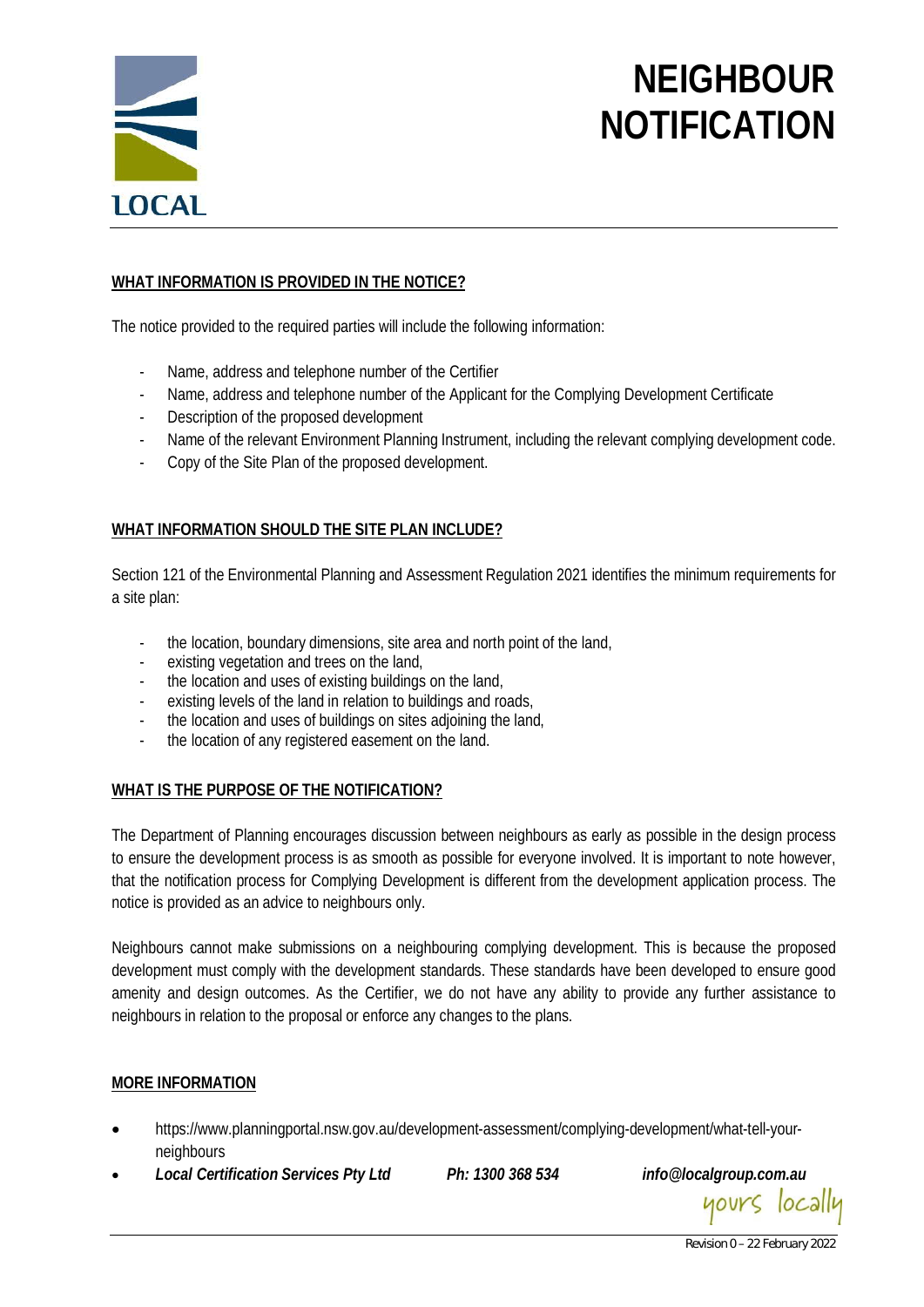LOCAL

# NEIGHBOUR NOTIFICATION

## WHAT INFORMATION IS PROVIDED IN THE NOTICE?

The notice provided to the required parties will include the following information:

- Name, address and telephone number of the Certifier
- Name, address and telephone number of the Applicant for the Complying Development Certificate
- Description of the proposed development
- Name of the relevant Environment Planning Instrument, including the relevant complying development code.
- Copy of the Site Plan of the proposed development.

## WHAT INFORMATION SHOULD THE SITE PLAN INCLUDE?

Section 121 of the Environmental Planning and Assessment Regulation 2021 identifies the minimum requirements for a site plan:

- the location, boundary dimensions, site area and north point of the land,
- existing vegetation and trees on the land,
- the location and uses of existing buildings on the land,
- existing levels of the land in relation to buildings and roads,
- the location and uses of buildings on sites adjoining the land,
- the location of any registered easement on the land.

## WHAT IS THE PURPOSE OF THE NOTIFICATION?

The Department of Planning encourages discussion between neighbours as early as possible in the design process to ensure the development process is as smooth as possible for everyone involved. It is important to note however, that the notification process for Complying Development is different from the development application process. The notice is provided as an advice to neighbours only.

Neighbours cannot make submissions on a neighbouring complying development. This is because the proposed development must comply with the development standards. These standards have been developed to ensure good amenity and design outcomes. As the Certifier, we do not have any ability to provide any further assistance to neighbours in relation to the proposal or enforce any changes to the plans.

## MORE INFORMATION

- https://www.planningportal.nsw.gov.au/development-assessment/complying-development/what-tell-your-neighbours
- ***Local Certification Services Pty Ltd*** ***Ph: 1300 368 534*** ***info@localgroup.com.au***

yours locally

Revision 0 – 22 February 2022